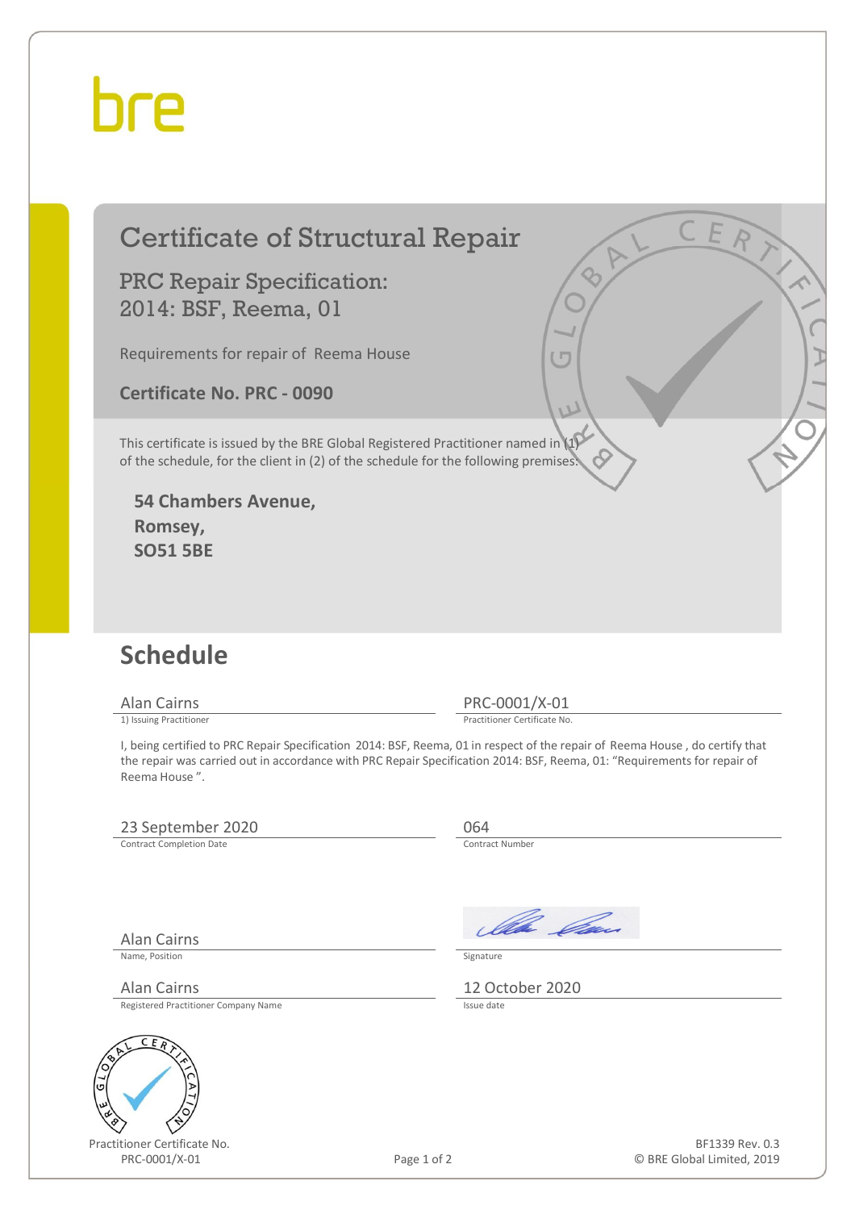bre

# Certificate of Structural Repair

## PRC Repair Specification: 2014: BSF, Reema, 01

Requirements for repair of Reema House

**Certificate No. PRC - 0090**

This certificate is issued by the BRE Global Registered Practitioner named in (1) of the schedule, for the client in (2) of the schedule for the following premises:

**54 Chambers Avenue,**
**Romsey,**
**SO51 5BE**

## Schedule

Alan Cairns
1) Issuing Practitioner

PRC-0001/X-01
Practitioner Certificate No.

I, being certified to PRC Repair Specification 2014: BSF, Reema, 01 in respect of the repair of Reema House , do certify that the repair was carried out in accordance with PRC Repair Specification 2014: BSF, Reema, 01: "Requirements for repair of Reema House ".

23 September 2020
Contract Completion Date

064
Contract Number

Alan Cairns
Name, Position

Signature

Alan Cairns
Registered Practitioner Company Name

12 October 2020
Issue date

Practitioner Certificate No.
PRC-0001/X-01

BF1339 Rev. 0.3
© BRE Global Limited, 2019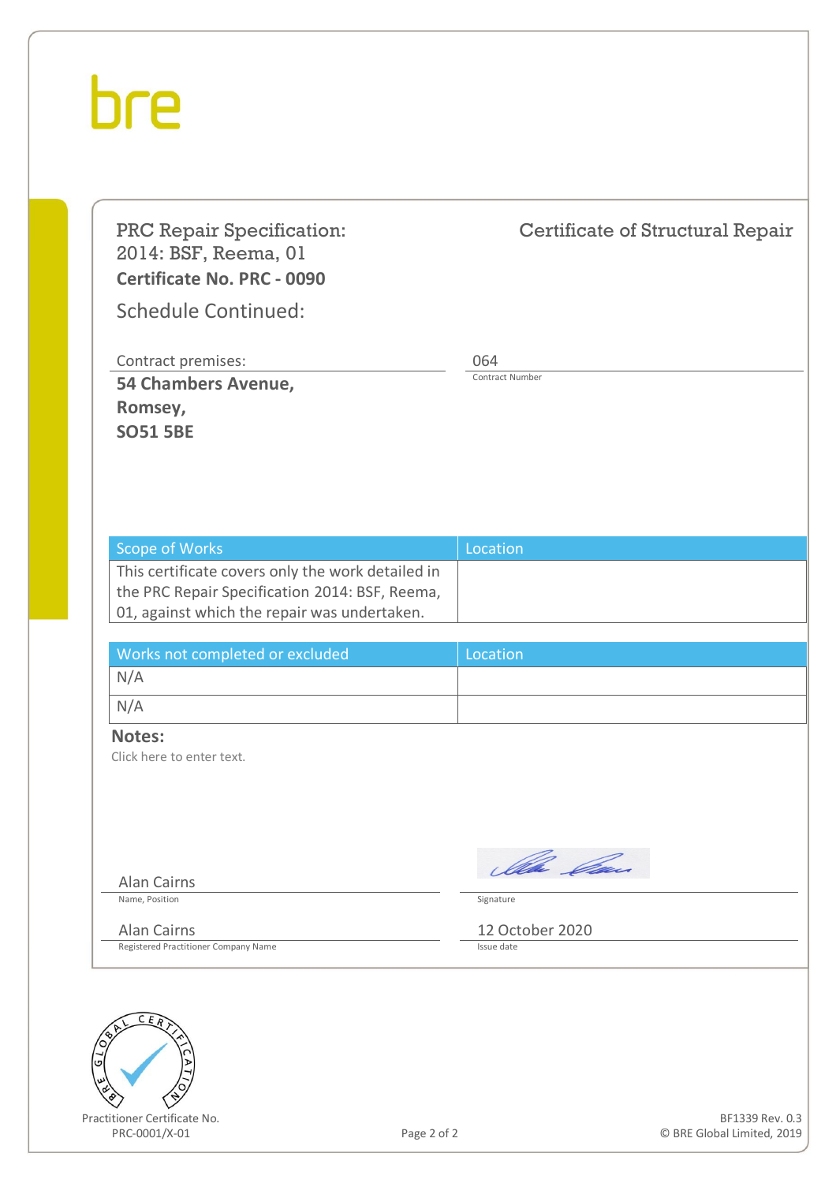bre

PRC Repair Specification:
2014: BSF, Reema, 01

**Certificate No. PRC - 0090**

Schedule Continued:

Certificate of Structural Repair

Contract premises:

**54 Chambers Avenue,**
**Romsey,**
**SO51 5BE**

064
Contract Number

| Scope of Works | Location |
|---|---|
| This certificate covers only the work detailed in the PRC Repair Specification 2014: BSF, Reema, 01, against which the repair was undertaken. | |

| Works not completed or excluded | Location |
|---|---|
| N/A | |
| N/A | |

**Notes:**

Click here to enter text.

Alan Cairns
Name, Position

Signature

Alan Cairns
Registered Practitioner Company Name

12 October 2020
Issue date

BRE GLOBAL CERTIFICATION

Practitioner Certificate No.
PRC-0001/X-01

BF1339 Rev. 0.3
© BRE Global Limited, 2019